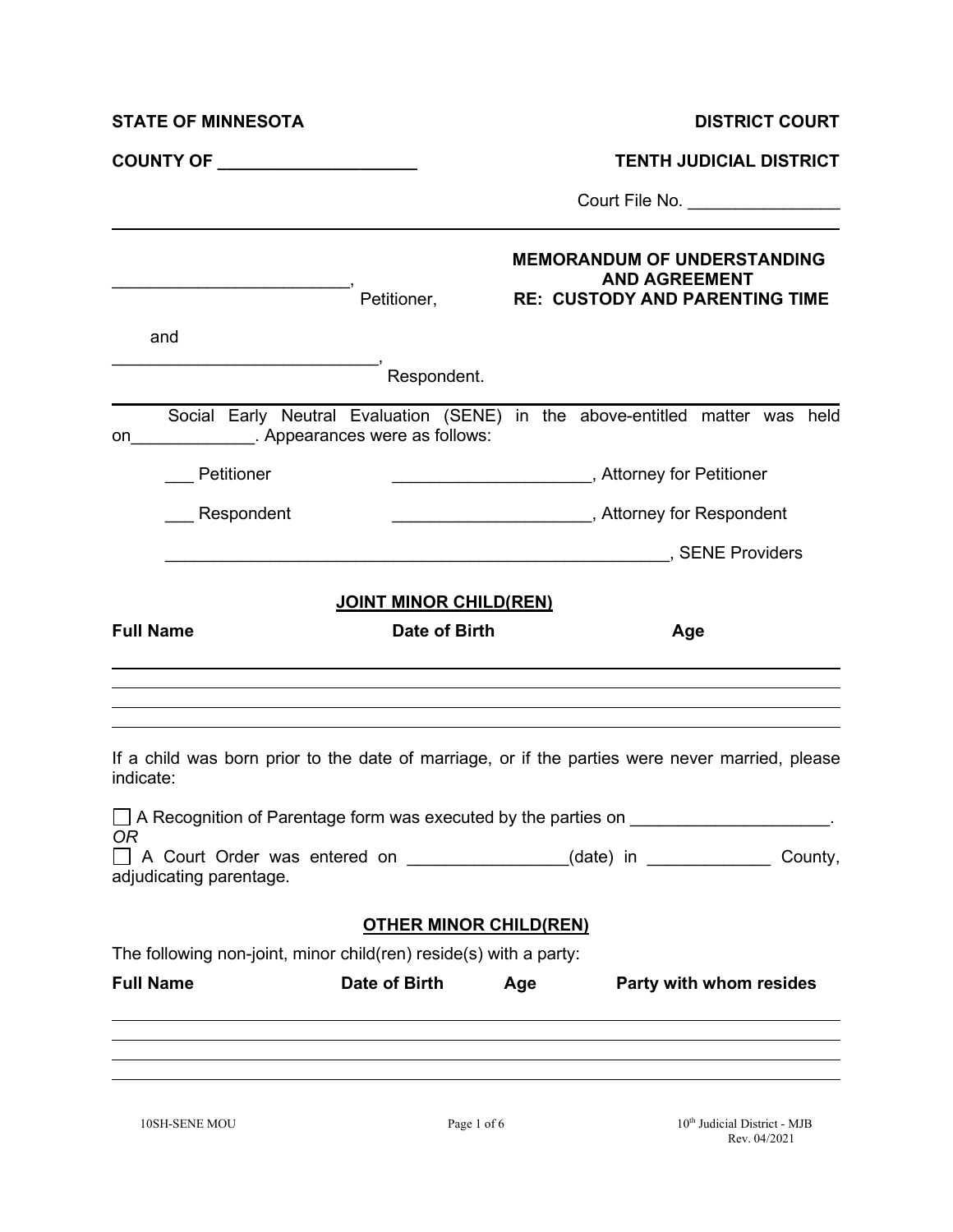**STATE OF MINNESOTA** **DISTRICT COURT**

**COUNTY OF ____________________** **TENTH JUDICIAL DISTRICT**

Court File No. _______________

________________________, Petitioner,

and

____________________________, Respondent.

**MEMORANDUM OF UNDERSTANDING AND AGREEMENT**
**RE: CUSTODY AND PARENTING TIME**

Social Early Neutral Evaluation (SENE) in the above-entitled matter was held on_____________. Appearances were as follows:

___ Petitioner ____________________, Attorney for Petitioner

___ Respondent ____________________, Attorney for Respondent

______________________________________________________, SENE Providers

## JOINT MINOR CHILD(REN)

| Full Name | Date of Birth | Age |
|---|---|---|
| | | |
| | | |
| | | |

If a child was born prior to the date of marriage, or if the parties were never married, please indicate:

☐ A Recognition of Parentage form was executed by the parties on ____________________.

*OR*

☐ A Court Order was entered on ________________(date) in ____________ County, adjudicating parentage.

## OTHER MINOR CHILD(REN)

The following non-joint, minor child(ren) reside(s) with a party:

| Full Name | Date of Birth | Age | Party with whom resides |
|---|---|---|---|
| | | | |
| | | | |
| | | | |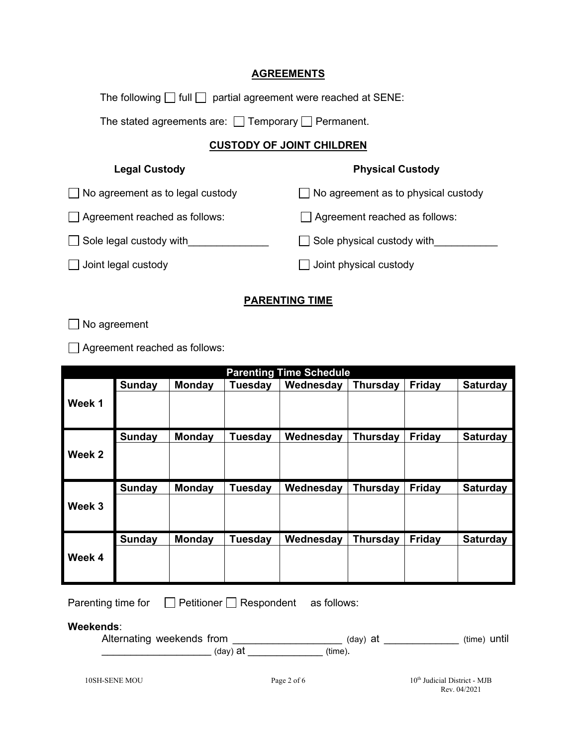## AGREEMENTS

The following ☐ full ☐ partial agreement were reached at SENE:

The stated agreements are: ☐ Temporary ☐ Permanent.

## CUSTODY OF JOINT CHILDREN

**Legal Custody**

☐ No agreement as to legal custody

☐ Agreement reached as follows:

☐ Sole legal custody with______________

☐ Joint legal custody

**Physical Custody**

☐ No agreement as to physical custody

☐ Agreement reached as follows:

☐ Sole physical custody with___________

☐ Joint physical custody

## PARENTING TIME

☐ No agreement

☐ Agreement reached as follows:

| Parenting Time Schedule | | | | | | | |
|---|---|---|---|---|---|---|---|
| | **Sunday** | **Monday** | **Tuesday** | **Wednesday** | **Thursday** | **Friday** | **Saturday** |
| **Week 1** | | | | | | | |
| | **Sunday** | **Monday** | **Tuesday** | **Wednesday** | **Thursday** | **Friday** | **Saturday** |
| **Week 2** | | | | | | | |
| | **Sunday** | **Monday** | **Tuesday** | **Wednesday** | **Thursday** | **Friday** | **Saturday** |
| **Week 3** | | | | | | | |
| | **Sunday** | **Monday** | **Tuesday** | **Wednesday** | **Thursday** | **Friday** | **Saturday** |
| **Week 4** | | | | | | | |

Parenting time for ☐ Petitioner ☐ Respondent as follows:

**Weekends**:

Alternating weekends from ___________________ (day) at _____________ (time) until ___________________ (day) at _____________ (time).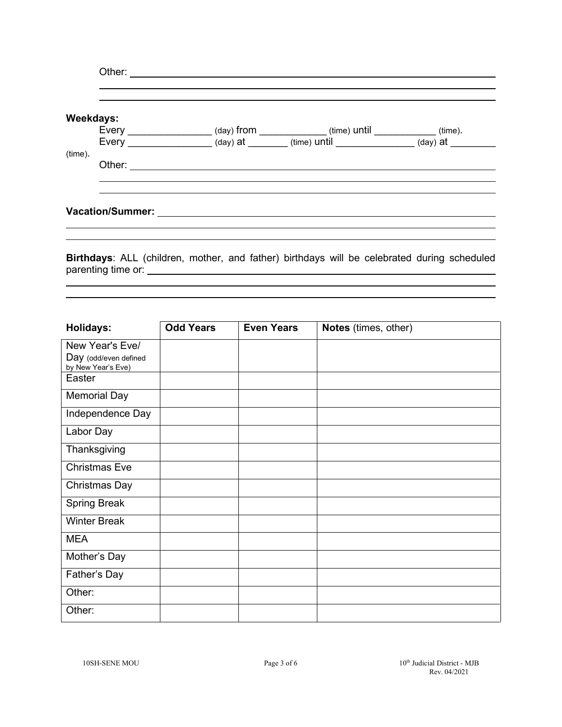Other: ____________________________________________________________

____________________________________________________________

____________________________________________________________

**Weekdays:**

Every _______________ (day) from ____________ (time) until ___________ (time).

Every _______________ (day) at _______ (time) until ______________ (day) at ________ (time).

Other: ____________________________________________________________

____________________________________________________________

____________________________________________________________

**Vacation/Summer:** ____________________________________________________________

____________________________________________________________

____________________________________________________________

**Birthdays**: ALL (children, mother, and father) birthdays will be celebrated during scheduled parenting time or: ____________________________________________________________

____________________________________________________________

____________________________________________________________

| **Holidays:** | **Odd Years** | **Even Years** | **Notes** (times, other) |
|---|---|---|---|
| New Year's Eve/ Day (odd/even defined by New Year's Eve) | | | |
| Easter | | | |
| Memorial Day | | | |
| Independence Day | | | |
| Labor Day | | | |
| Thanksgiving | | | |
| Christmas Eve | | | |
| Christmas Day | | | |
| Spring Break | | | |
| Winter Break | | | |
| MEA | | | |
| Mother's Day | | | |
| Father's Day | | | |
| Other: | | | |
| Other: | | | |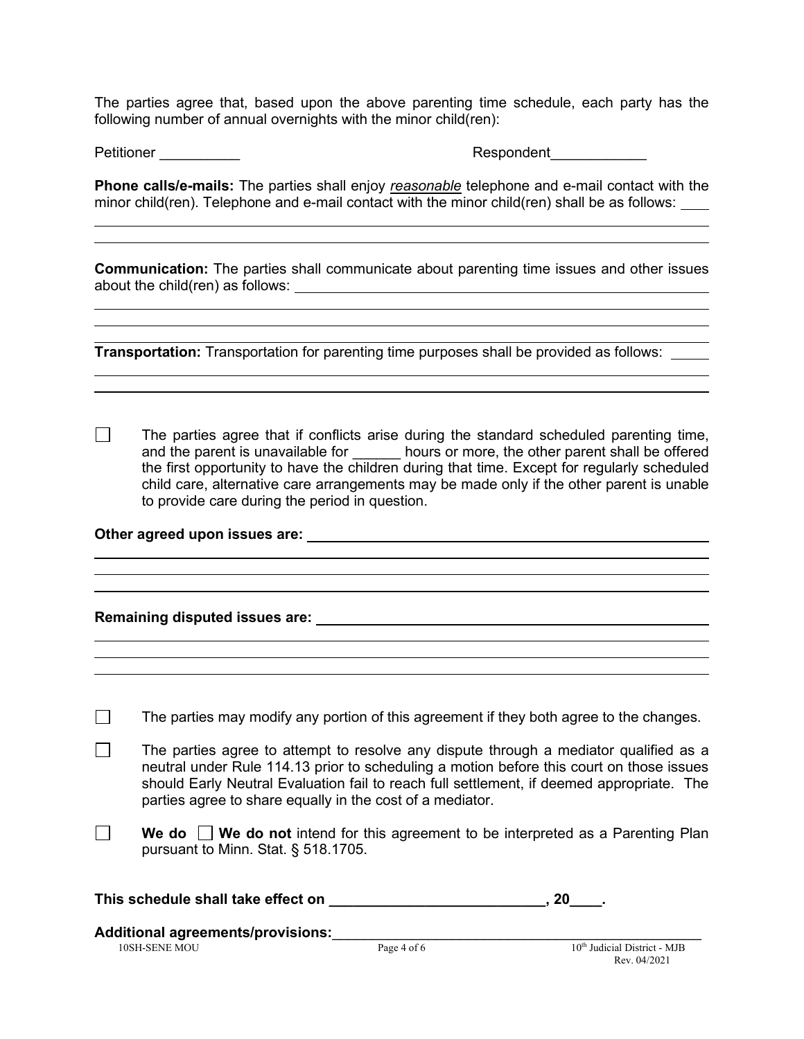The parties agree that, based upon the above parenting time schedule, each party has the following number of annual overnights with the minor child(ren):

Petitioner __________ Respondent____________

**Phone calls/e-mails:** The parties shall enjoy *reasonable* telephone and e-mail contact with the minor child(ren). Telephone and e-mail contact with the minor child(ren) shall be as follows: ____

______________________________________________________________________

______________________________________________________________________

**Communication:** The parties shall communicate about parenting time issues and other issues about the child(ren) as follows: ______________________________________

______________________________________________________________________

______________________________________________________________________

______________________________________________________________________

**Transportation:** Transportation for parenting time purposes shall be provided as follows: _____

______________________________________________________________________

______________________________________________________________________

☐ The parties agree that if conflicts arise during the standard scheduled parenting time, and the parent is unavailable for ______ hours or more, the other parent shall be offered the first opportunity to have the children during that time. Except for regularly scheduled child care, alternative care arrangements may be made only if the other parent is unable to provide care during the period in question.

**Other agreed upon issues are:** ______________________________________

______________________________________________________________________

______________________________________________________________________

______________________________________________________________________

**Remaining disputed issues are:** ______________________________________

______________________________________________________________________

______________________________________________________________________

______________________________________________________________________

☐ The parties may modify any portion of this agreement if they both agree to the changes.

☐ The parties agree to attempt to resolve any dispute through a mediator qualified as a neutral under Rule 114.13 prior to scheduling a motion before this court on those issues should Early Neutral Evaluation fail to reach full settlement, if deemed appropriate. The parties agree to share equally in the cost of a mediator.

☐ **We do** ☐ **We do not** intend for this agreement to be interpreted as a Parenting Plan pursuant to Minn. Stat. § 518.1705.

**This schedule shall take effect on ___________________________, 20____.**

**Additional agreements/provisions:**_____________________________________________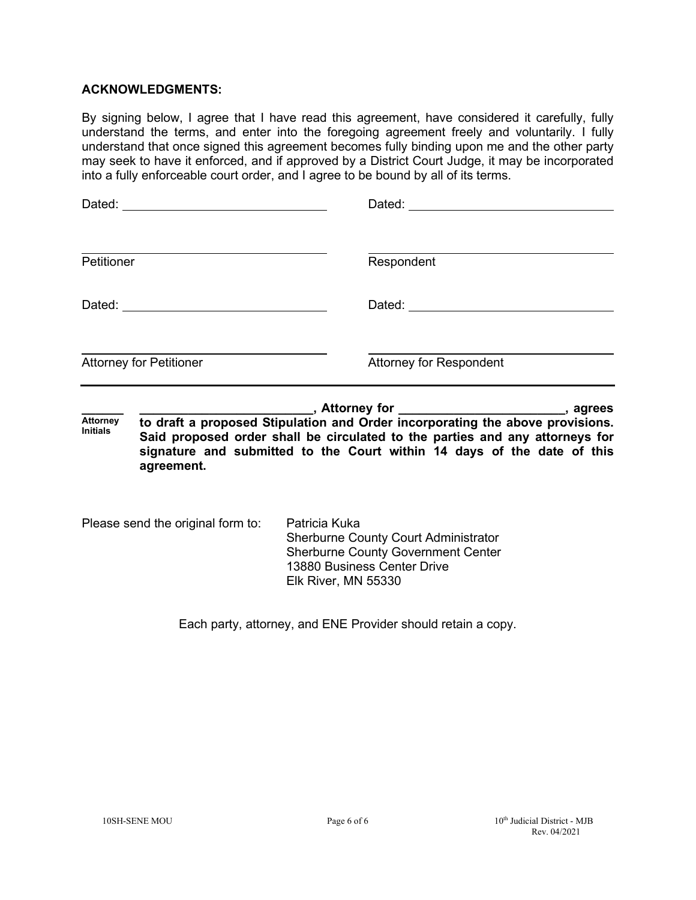**ACKNOWLEDGMENTS:**

By signing below, I agree that I have read this agreement, have considered it carefully, fully understand the terms, and enter into the foregoing agreement freely and voluntarily. I fully understand that once signed this agreement becomes fully binding upon me and the other party may seek to have it enforced, and if approved by a District Court Judge, it may be incorporated into a fully enforceable court order, and I agree to be bound by all of its terms.

| | |
|---|---|
| Dated: ______________________ | Dated: ______________________ |
| ______________________ | ______________________ |
| Petitioner | Respondent |
| Dated: ______________________ | Dated: ______________________ |
| ______________________ | ______________________ |
| Attorney for Petitioner | Attorney for Respondent |

______ **______________________, Attorney for ______________________, agrees to draft a proposed Stipulation and Order incorporating the above provisions. Said proposed order shall be circulated to the parties and any attorneys for signature and submitted to the Court within 14 days of the date of this agreement.**

**Attorney Initials**

Please send the original form to:

Patricia Kuka
Sherburne County Court Administrator
Sherburne County Government Center
13880 Business Center Drive
Elk River, MN 55330

Each party, attorney, and ENE Provider should retain a copy.

10SH-SENE MOU

10th Judicial District - MJB
Rev. 04/2021